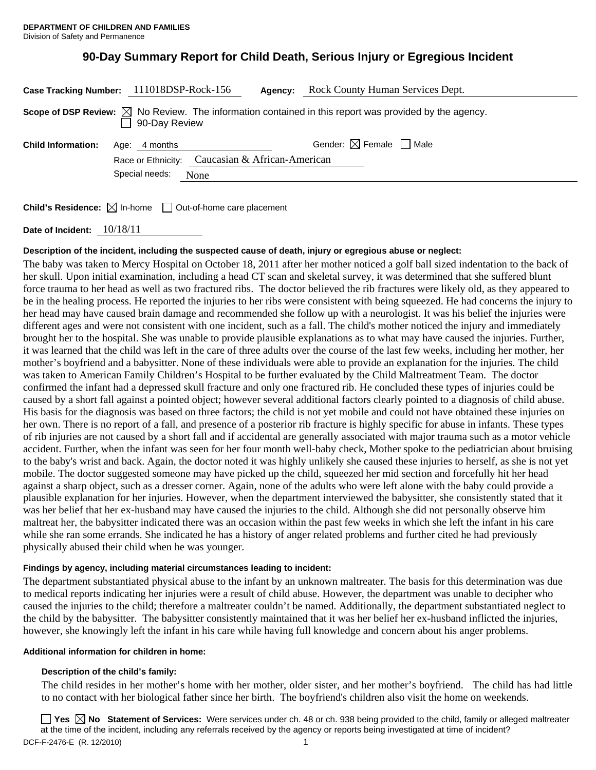**DEPARTMENT OF CHILDREN AND FAMILIES**
Division of Safety and Permanence

# 90-Day Summary Report for Child Death, Serious Injury or Egregious Incident

**Case Tracking Number:** 111018DSP-Rock-156 **Agency:** Rock County Human Services Dept.

**Scope of DSP Review:** ☒ No Review. The information contained in this report was provided by the agency.
☐ 90-Day Review

**Child Information:** Age: 4 months Gender: ☒ Female ☐ Male
Race or Ethnicity: Caucasian & African-American
Special needs: None

**Child's Residence:** ☒ In-home ☐ Out-of-home care placement

**Date of Incident:** 10/18/11

**Description of the incident, including the suspected cause of death, injury or egregious abuse or neglect:**

The baby was taken to Mercy Hospital on October 18, 2011 after her mother noticed a golf ball sized indentation to the back of her skull. Upon initial examination, including a head CT scan and skeletal survey, it was determined that she suffered blunt force trauma to her head as well as two fractured ribs. The doctor believed the rib fractures were likely old, as they appeared to be in the healing process. He reported the injuries to her ribs were consistent with being squeezed. He had concerns the injury to her head may have caused brain damage and recommended she follow up with a neurologist. It was his belief the injuries were different ages and were not consistent with one incident, such as a fall. The child's mother noticed the injury and immediately brought her to the hospital. She was unable to provide plausible explanations as to what may have caused the injuries. Further, it was learned that the child was left in the care of three adults over the course of the last few weeks, including her mother, her mother's boyfriend and a babysitter. None of these individuals were able to provide an explanation for the injuries. The child was taken to American Family Children's Hospital to be further evaluated by the Child Maltreatment Team. The doctor confirmed the infant had a depressed skull fracture and only one fractured rib. He concluded these types of injuries could be caused by a short fall against a pointed object; however several additional factors clearly pointed to a diagnosis of child abuse. His basis for the diagnosis was based on three factors; the child is not yet mobile and could not have obtained these injuries on her own. There is no report of a fall, and presence of a posterior rib fracture is highly specific for abuse in infants. These types of rib injuries are not caused by a short fall and if accidental are generally associated with major trauma such as a motor vehicle accident. Further, when the infant was seen for her four month well-baby check, Mother spoke to the pediatrician about bruising to the baby's wrist and back. Again, the doctor noted it was highly unlikely she caused these injuries to herself, as she is not yet mobile. The doctor suggested someone may have picked up the child, squeezed her mid section and forcefully hit her head against a sharp object, such as a dresser corner. Again, none of the adults who were left alone with the baby could provide a plausible explanation for her injuries. However, when the department interviewed the babysitter, she consistently stated that it was her belief that her ex-husband may have caused the injuries to the child. Although she did not personally observe him maltreat her, the babysitter indicated there was an occasion within the past few weeks in which she left the infant in his care while she ran some errands. She indicated he has a history of anger related problems and further cited he had previously physically abused their child when he was younger.

**Findings by agency, including material circumstances leading to incident:**

The department substantiated physical abuse to the infant by an unknown maltreater. The basis for this determination was due to medical reports indicating her injuries were a result of child abuse. However, the department was unable to decipher who caused the injuries to the child; therefore a maltreater couldn't be named. Additionally, the department substantiated neglect to the child by the babysitter. The babysitter consistently maintained that it was her belief her ex-husband inflicted the injuries, however, she knowingly left the infant in his care while having full knowledge and concern about his anger problems.

**Additional information for children in home:**

**Description of the child's family:**

The child resides in her mother's home with her mother, older sister, and her mother's boyfriend. The child has had little to no contact with her biological father since her birth. The boyfriend's children also visit the home on weekends.

☐ **Yes** ☒ **No** **Statement of Services:** Were services under ch. 48 or ch. 938 being provided to the child, family or alleged maltreater at the time of the incident, including any referrals received by the agency or reports being investigated at time of incident?

DCF-F-2476-E (R. 12/2010)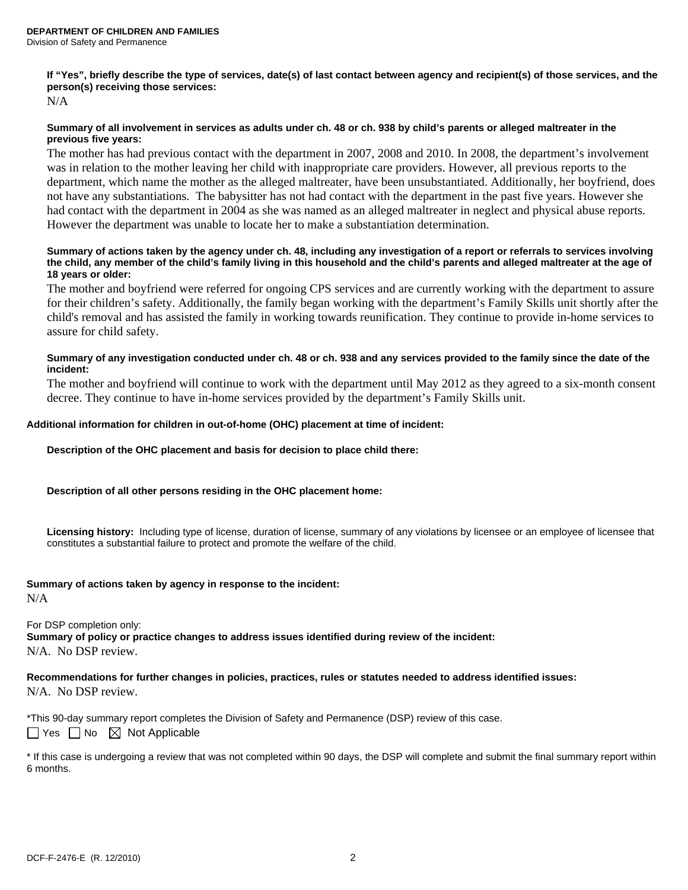**If "Yes", briefly describe the type of services, date(s) of last contact between agency and recipient(s) of those services, and the person(s) receiving those services:**

N/A

**Summary of all involvement in services as adults under ch. 48 or ch. 938 by child's parents or alleged maltreater in the previous five years:**

The mother has had previous contact with the department in 2007, 2008 and 2010. In 2008, the department's involvement was in relation to the mother leaving her child with inappropriate care providers. However, all previous reports to the department, which name the mother as the alleged maltreater, have been unsubstantiated. Additionally, her boyfriend, does not have any substantiations. The babysitter has not had contact with the department in the past five years. However she had contact with the department in 2004 as she was named as an alleged maltreater in neglect and physical abuse reports. However the department was unable to locate her to make a substantiation determination.

**Summary of actions taken by the agency under ch. 48, including any investigation of a report or referrals to services involving the child, any member of the child's family living in this household and the child's parents and alleged maltreater at the age of 18 years or older:**

The mother and boyfriend were referred for ongoing CPS services and are currently working with the department to assure for their children's safety. Additionally, the family began working with the department's Family Skills unit shortly after the child's removal and has assisted the family in working towards reunification. They continue to provide in-home services to assure for child safety.

**Summary of any investigation conducted under ch. 48 or ch. 938 and any services provided to the family since the date of the incident:**

The mother and boyfriend will continue to work with the department until May 2012 as they agreed to a six-month consent decree. They continue to have in-home services provided by the department's Family Skills unit.

**Additional information for children in out-of-home (OHC) placement at time of incident:**

**Description of the OHC placement and basis for decision to place child there:**

**Description of all other persons residing in the OHC placement home:**

**Licensing history:** Including type of license, duration of license, summary of any violations by licensee or an employee of licensee that constitutes a substantial failure to protect and promote the welfare of the child.

**Summary of actions taken by agency in response to the incident:**

N/A

For DSP completion only:

**Summary of policy or practice changes to address issues identified during review of the incident:**

N/A. No DSP review.

**Recommendations for further changes in policies, practices, rules or statutes needed to address identified issues:**

N/A. No DSP review.

*This 90-day summary report completes the Division of Safety and Permanence (DSP) review of this case.

☐ Yes ☐ No ☒ Not Applicable

* If this case is undergoing a review that was not completed within 90 days, the DSP will complete and submit the final summary report within 6 months.

DCF-F-2476-E (R. 12/2010)